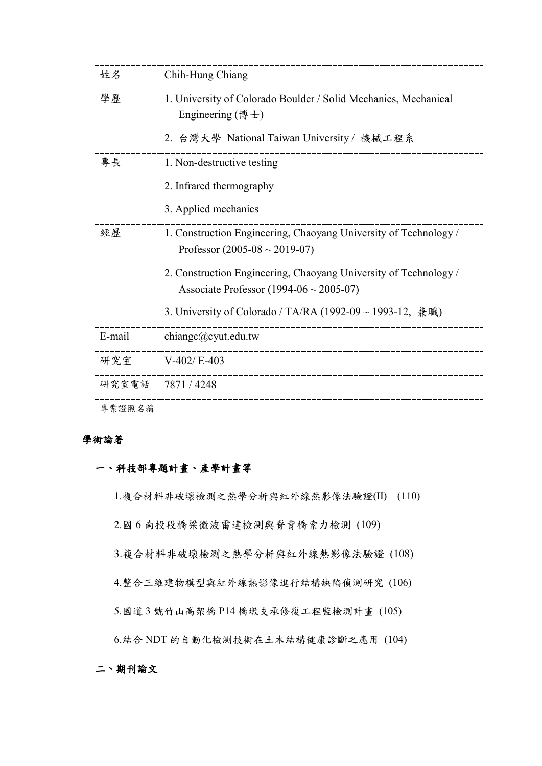| 姓名 | Chih-Hung Chiang |
|---|---|
| 學歷 | 1. University of Colorado Boulder / Solid Mechanics, Mechanical Engineering (博士)<br>2. 台灣大學 National Taiwan University / 機械工程系 |
| 專長 | 1. Non-destructive testing<br>2. Infrared thermography<br>3. Applied mechanics |
| 經歷 | 1. Construction Engineering, Chaoyang University of Technology / Professor (2005-08 ~ 2019-07)<br>2. Construction Engineering, Chaoyang University of Technology / Associate Professor (1994-06 ~ 2005-07)<br>3. University of Colorado / TA/RA (1992-09 ~ 1993-12, 兼職) |
| E-mail | chiangc@cyut.edu.tw |
| 研究室 | V-402/ E-403 |
| 研究室電話 | 7871 / 4248 |
| 專業證照名稱 | |

## 學術論著

### 一、科技部專題計畫、產學計畫等

1.複合材料非破壞檢測之熱學分析與紅外線熱影像法驗證(II) (110)

2.國 6 南投段橋梁微波雷達檢測與脊背橋索力檢測 (109)

3.複合材料非破壞檢測之熱學分析與紅外線熱影像法驗證 (108)

4.整合三維建物模型與紅外線熱影像進行結構缺陷偵測研究 (106)

5.國道 3 號竹山高架橋 P14 橋墩支承修復工程監檢測計畫 (105)

6.結合 NDT 的自動化檢測技術在土木結構健康診斷之應用 (104)

### 二、期刊論文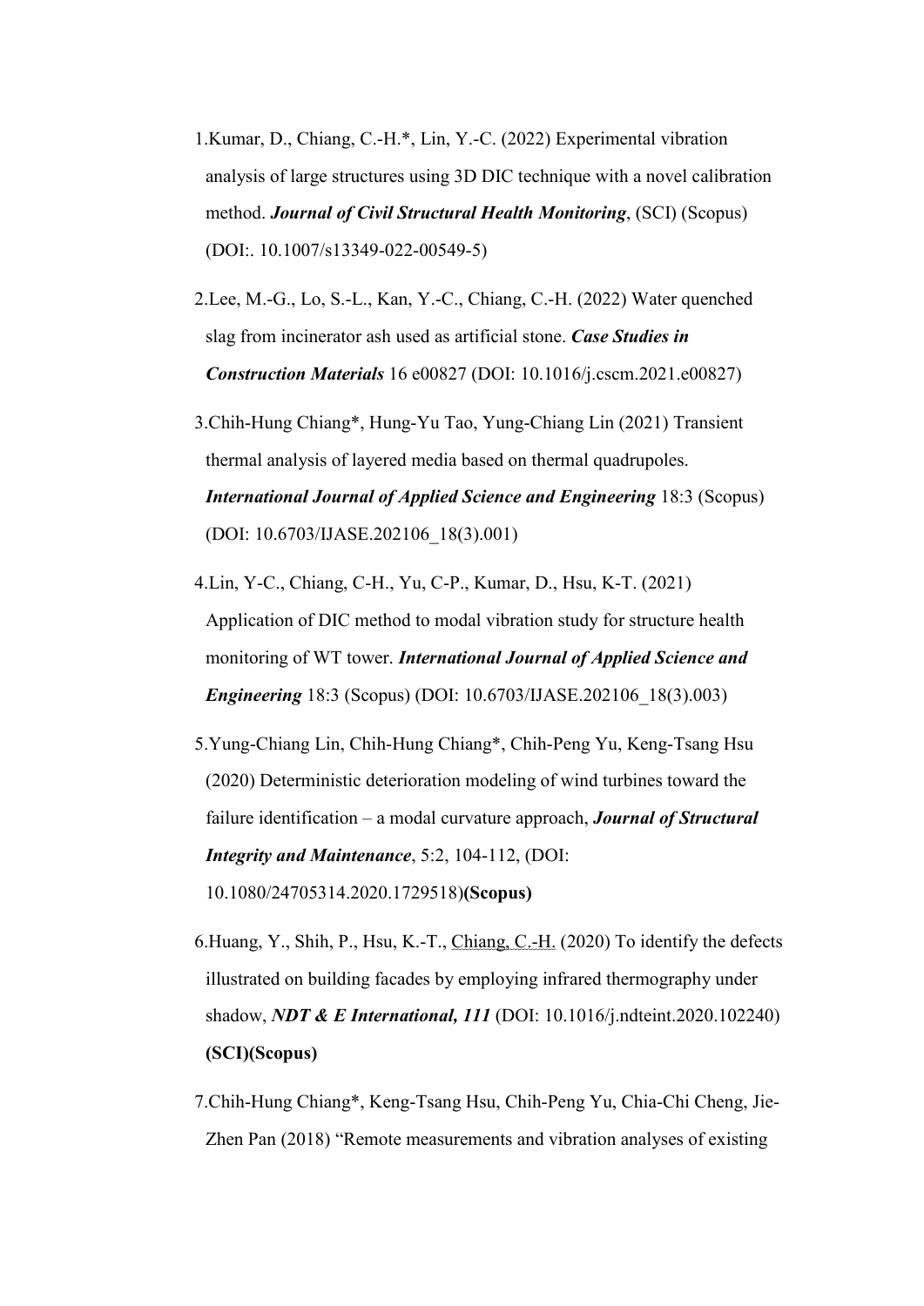1. Kumar, D., Chiang, C.-H.*, Lin, Y.-C. (2022) Experimental vibration analysis of large structures using 3D DIC technique with a novel calibration method. ***Journal of Civil Structural Health Monitoring***, (SCI) (Scopus) (DOI:. 10.1007/s13349-022-00549-5)

2. Lee, M.-G., Lo, S.-L., Kan, Y.-C., Chiang, C.-H. (2022) Water quenched slag from incinerator ash used as artificial stone. ***Case Studies in Construction Materials*** 16 e00827 (DOI: 10.1016/j.cscm.2021.e00827)

3. Chih-Hung Chiang*, Hung-Yu Tao, Yung-Chiang Lin (2021) Transient thermal analysis of layered media based on thermal quadrupoles. ***International Journal of Applied Science and Engineering*** 18:3 (Scopus) (DOI: 10.6703/IJASE.202106_18(3).001)

4. Lin, Y-C., Chiang, C-H., Yu, C-P., Kumar, D., Hsu, K-T. (2021) Application of DIC method to modal vibration study for structure health monitoring of WT tower. ***International Journal of Applied Science and Engineering*** 18:3 (Scopus) (DOI: 10.6703/IJASE.202106_18(3).003)

5. Yung-Chiang Lin, Chih-Hung Chiang*, Chih-Peng Yu, Keng-Tsang Hsu (2020) Deterministic deterioration modeling of wind turbines toward the failure identification – a modal curvature approach, ***Journal of Structural Integrity and Maintenance***, 5:2, 104-112, (DOI: 10.1080/24705314.2020.1729518)**(Scopus)**

6. Huang, Y., Shih, P., Hsu, K.-T., Chiang, C.-H. (2020) To identify the defects illustrated on building facades by employing infrared thermography under shadow, ***NDT & E International, 111*** (DOI: 10.1016/j.ndteint.2020.102240) **(SCI)(Scopus)**

7. Chih-Hung Chiang*, Keng-Tsang Hsu, Chih-Peng Yu, Chia-Chi Cheng, Jie-Zhen Pan (2018) "Remote measurements and vibration analyses of existing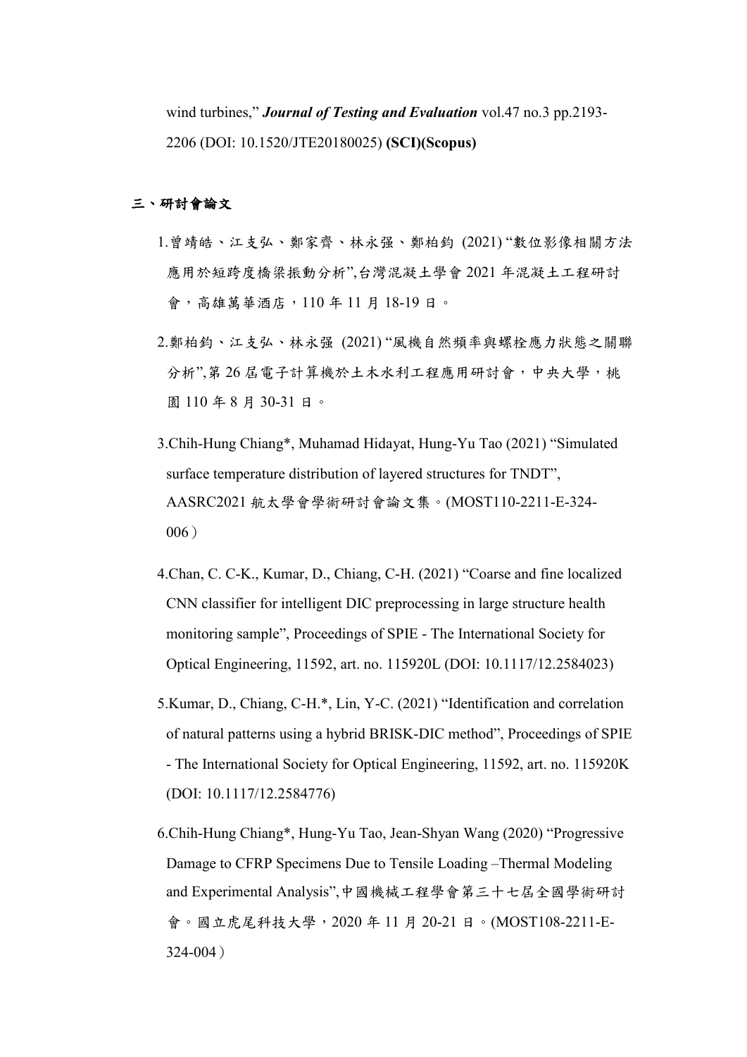wind turbines," ***Journal of Testing and Evaluation*** vol.47 no.3 pp.2193-2206 (DOI: 10.1520/JTE20180025) **(SCI)(Scopus)**

## 三、研討會論文

1.曾靖皓、江支弘、鄭家齊、林永强、鄭柏鈞 (2021) "數位影像相關方法應用於短跨度橋梁振動分析",台灣混凝土學會 2021 年混凝土工程研討會，高雄萬華酒店，110 年 11 月 18-19 日。

2.鄭柏鈞、江支弘、林永强 (2021) "風機自然頻率與螺栓應力狀態之關聯分析",第 26 屆電子計算機於土木水利工程應用研討會，中央大學，桃園 110 年 8 月 30-31 日。

3.Chih-Hung Chiang*, Muhamad Hidayat, Hung-Yu Tao (2021) "Simulated surface temperature distribution of layered structures for TNDT", AASRC2021 航太學會學術研討會論文集。(MOST110-2211-E-324-006）

4.Chan, C. C-K., Kumar, D., Chiang, C-H. (2021) "Coarse and fine localized CNN classifier for intelligent DIC preprocessing in large structure health monitoring sample", Proceedings of SPIE - The International Society for Optical Engineering, 11592, art. no. 115920L (DOI: 10.1117/12.2584023)

5.Kumar, D., Chiang, C-H.*, Lin, Y-C. (2021) "Identification and correlation of natural patterns using a hybrid BRISK-DIC method", Proceedings of SPIE - The International Society for Optical Engineering, 11592, art. no. 115920K (DOI: 10.1117/12.2584776)

6.Chih-Hung Chiang*, Hung-Yu Tao, Jean-Shyan Wang (2020) "Progressive Damage to CFRP Specimens Due to Tensile Loading –Thermal Modeling and Experimental Analysis",中國機械工程學會第三十七屆全國學術研討會。國立虎尾科技大學，2020 年 11 月 20-21 日。(MOST108-2211-E-324-004）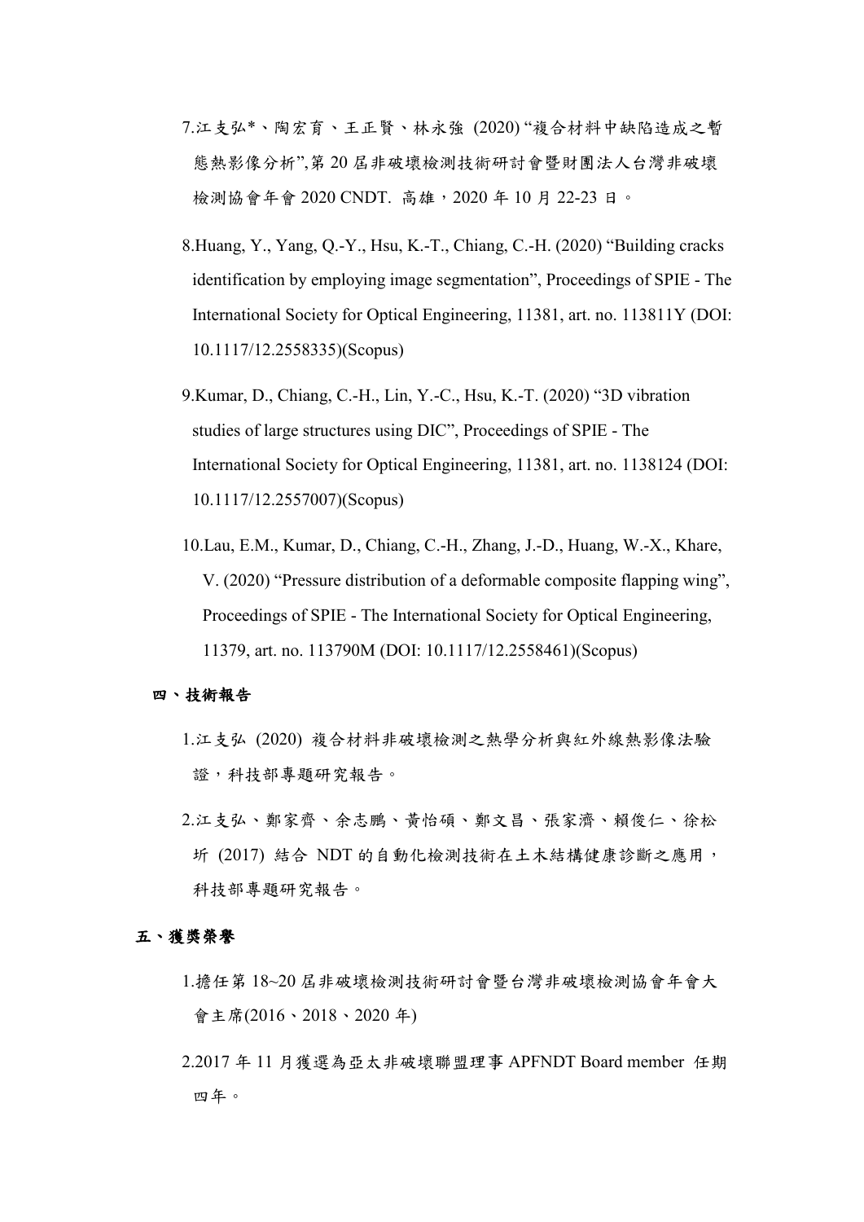7.江支弘*、陶宏育、王正賢、林永強 (2020) "複合材料中缺陷造成之暫態熱影像分析",第 20 屆非破壞檢測技術研討會暨財團法人台灣非破壞檢測協會年會 2020 CNDT. 高雄，2020 年 10 月 22-23 日。

8.Huang, Y., Yang, Q.-Y., Hsu, K.-T., Chiang, C.-H. (2020) "Building cracks identification by employing image segmentation", Proceedings of SPIE - The International Society for Optical Engineering, 11381, art. no. 113811Y (DOI: 10.1117/12.2558335)(Scopus)

9.Kumar, D., Chiang, C.-H., Lin, Y.-C., Hsu, K.-T. (2020) "3D vibration studies of large structures using DIC", Proceedings of SPIE - The International Society for Optical Engineering, 11381, art. no. 1138124 (DOI: 10.1117/12.2557007)(Scopus)

10.Lau, E.M., Kumar, D., Chiang, C.-H., Zhang, J.-D., Huang, W.-X., Khare, V. (2020) "Pressure distribution of a deformable composite flapping wing", Proceedings of SPIE - The International Society for Optical Engineering, 11379, art. no. 113790M (DOI: 10.1117/12.2558461)(Scopus)

**四、技術報告**

1.江支弘 (2020) 複合材料非破壞檢測之熱學分析與紅外線熱影像法驗證，科技部專題研究報告。

2.江支弘、鄭家齊、佘志鵬、黃怡碩、鄭文昌、張家濟、賴俊仁、徐松圻 (2017) 結合 NDT 的自動化檢測技術在土木結構健康診斷之應用，科技部專題研究報告。

**五、獲獎榮譽**

1.擔任第 18~20 屆非破壞檢測技術研討會暨台灣非破壞檢測協會年會大會主席(2016、2018、2020 年)

2.2017 年 11 月獲選為亞太非破壞聯盟理事 APFNDT Board member 任期四年。